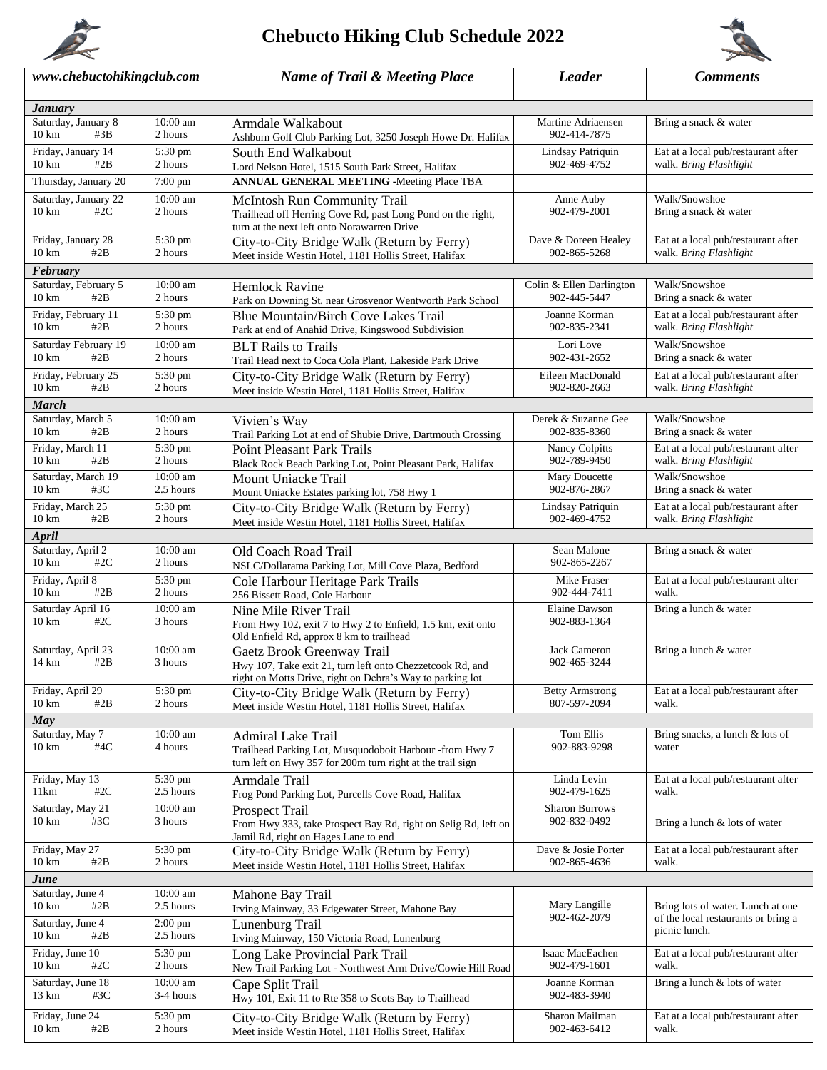# Chebucto Hiking Club Schedule 2022

| www.chebuctohikingclub.com | Name of Trail & Meeting Place | Leader | Comments |
|---|---|---|---|
| ***January*** | | | |
| Saturday, January 8 10:00 am<br>10 km #3B 2 hours | Armdale Walkabout<br>Ashburn Golf Club Parking Lot, 3250 Joseph Howe Dr. Halifax | Martine Adriaensen<br>902-414-7875 | Bring a snack & water |
| Friday, January 14 5:30 pm<br>10 km #2B 2 hours | South End Walkabout<br>Lord Nelson Hotel, 1515 South Park Street, Halifax | Lindsay Patriquin<br>902-469-4752 | Eat at a local pub/restaurant after walk. *Bring Flashlight* |
| Thursday, January 20 7:00 pm | **ANNUAL GENERAL MEETING** -Meeting Place TBA | | |
| Saturday, January 22 10:00 am<br>10 km #2C 2 hours | McIntosh Run Community Trail<br>Trailhead off Herring Cove Rd, past Long Pond on the right, turn at the next left onto Norawarren Drive | Anne Auby<br>902-479-2001 | Walk/Snowshoe<br>Bring a snack & water |
| Friday, January 28 5:30 pm<br>10 km #2B 2 hours | City-to-City Bridge Walk (Return by Ferry)<br>Meet inside Westin Hotel, 1181 Hollis Street, Halifax | Dave & Doreen Healey<br>902-865-5268 | Eat at a local pub/restaurant after walk. *Bring Flashlight* |
| ***February*** | | | |
| Saturday, February 5 10:00 am<br>10 km #2B 2 hours | Hemlock Ravine<br>Park on Downing St. near Grosvenor Wentworth Park School | Colin & Ellen Darlington<br>902-445-5447 | Walk/Snowshoe<br>Bring a snack & water |
| Friday, February 11 5:30 pm<br>10 km #2B 2 hours | Blue Mountain/Birch Cove Lakes Trail<br>Park at end of Anahid Drive, Kingswood Subdivision | Joanne Korman<br>902-835-2341 | Eat at a local pub/restaurant after walk. *Bring Flashlight* |
| Saturday February 19 10:00 am<br>10 km #2B 2 hours | BLT Rails to Trails<br>Trail Head next to Coca Cola Plant, Lakeside Park Drive | Lori Love<br>902-431-2652 | Walk/Snowshoe<br>Bring a snack & water |
| Friday, February 25 5:30 pm<br>10 km #2B 2 hours | City-to-City Bridge Walk (Return by Ferry)<br>Meet inside Westin Hotel, 1181 Hollis Street, Halifax | Eileen MacDonald<br>902-820-2663 | Eat at a local pub/restaurant after walk. *Bring Flashlight* |
| ***March*** | | | |
| Saturday, March 5 10:00 am<br>10 km #2B 2 hours | Vivien's Way<br>Trail Parking Lot at end of Shubie Drive, Dartmouth Crossing | Derek & Suzanne Gee<br>902-835-8360 | Walk/Snowshoe<br>Bring a snack & water |
| Friday, March 11 5:30 pm<br>10 km #2B 2 hours | Point Pleasant Park Trails<br>Black Rock Beach Parking Lot, Point Pleasant Park, Halifax | Nancy Colpitts<br>902-789-9450 | Eat at a local pub/restaurant after walk. *Bring Flashlight* |
| Saturday, March 19 10:00 am<br>10 km #3C 2.5 hours | Mount Uniacke Trail<br>Mount Uniacke Estates parking lot, 758 Hwy 1 | Mary Doucette<br>902-876-2867 | Walk/Snowshoe<br>Bring a snack & water |
| Friday, March 25 5:30 pm<br>10 km #2B 2 hours | City-to-City Bridge Walk (Return by Ferry)<br>Meet inside Westin Hotel, 1181 Hollis Street, Halifax | Lindsay Patriquin<br>902-469-4752 | Eat at a local pub/restaurant after walk. *Bring Flashlight* |
| ***April*** | | | |
| Saturday, April 2 10:00 am<br>10 km #2C 2 hours | Old Coach Road Trail<br>NSLC/Dollarama Parking Lot, Mill Cove Plaza, Bedford | Sean Malone<br>902-865-2267 | Bring a snack & water |
| Friday, April 8 5:30 pm<br>10 km #2B 2 hours | Cole Harbour Heritage Park Trails<br>256 Bissett Road, Cole Harbour | Mike Fraser<br>902-444-7411 | Eat at a local pub/restaurant after walk. |
| Saturday April 16 10:00 am<br>10 km #2C 3 hours | Nine Mile River Trail<br>From Hwy 102, exit 7 to Hwy 2 to Enfield, 1.5 km, exit onto Old Enfield Rd, approx 8 km to trailhead | Elaine Dawson<br>902-883-1364 | Bring a lunch & water |
| Saturday, April 23 10:00 am<br>14 km #2B 3 hours | Gaetz Brook Greenway Trail<br>Hwy 107, Take exit 21, turn left onto Chezzetcook Rd, and right on Motts Drive, right on Debra's Way to parking lot | Jack Cameron<br>902-465-3244 | Bring a lunch & water |
| Friday, April 29 5:30 pm<br>10 km #2B 2 hours | City-to-City Bridge Walk (Return by Ferry)<br>Meet inside Westin Hotel, 1181 Hollis Street, Halifax | Betty Armstrong<br>807-597-2094 | Eat at a local pub/restaurant after walk. |
| ***May*** | | | |
| Saturday, May 7 10:00 am<br>10 km #4C 4 hours | Admiral Lake Trail<br>Trailhead Parking Lot, Musquodoboit Harbour -from Hwy 7 turn left on Hwy 357 for 200m turn right at the trail sign | Tom Ellis<br>902-883-9298 | Bring snacks, a lunch & lots of water |
| Friday, May 13 5:30 pm<br>11km #2C 2.5 hours | Armdale Trail<br>Frog Pond Parking Lot, Purcells Cove Road, Halifax | Linda Levin<br>902-479-1625 | Eat at a local pub/restaurant after walk. |
| Saturday, May 21 10:00 am<br>10 km #3C 3 hours | Prospect Trail<br>From Hwy 333, take Prospect Bay Rd, right on Selig Rd, left on Jamil Rd, right on Hages Lane to end | Sharon Burrows<br>902-832-0492 | Bring a lunch & lots of water |
| Friday, May 27 5:30 pm<br>10 km #2B 2 hours | City-to-City Bridge Walk (Return by Ferry)<br>Meet inside Westin Hotel, 1181 Hollis Street, Halifax | Dave & Josie Porter<br>902-865-4636 | Eat at a local pub/restaurant after walk. |
| ***June*** | | | |
| Saturday, June 4 10:00 am<br>10 km #2B 2.5 hours | Mahone Bay Trail<br>Irving Mainway, 33 Edgewater Street, Mahone Bay | Mary Langille<br>902-462-2079 | Bring lots of water. Lunch at one of the local restaurants or bring a picnic lunch. |
| Saturday, June 4 2:00 pm<br>10 km #2B 2.5 hours | Lunenburg Trail<br>Irving Mainway, 150 Victoria Road, Lunenburg | | |
| Friday, June 10 5:30 pm<br>10 km #2C 2 hours | Long Lake Provincial Park Trail<br>New Trail Parking Lot - Northwest Arm Drive/Cowie Hill Road | Isaac MacEachen<br>902-479-1601 | Eat at a local pub/restaurant after walk. |
| Saturday, June 18 10:00 am<br>13 km #3C 3-4 hours | Cape Split Trail<br>Hwy 101, Exit 11 to Rte 358 to Scots Bay to Trailhead | Joanne Korman<br>902-483-3940 | Bring a lunch & lots of water |
| Friday, June 24 5:30 pm<br>10 km #2B 2 hours | City-to-City Bridge Walk (Return by Ferry)<br>Meet inside Westin Hotel, 1181 Hollis Street, Halifax | Sharon Mailman<br>902-463-6412 | Eat at a local pub/restaurant after walk. |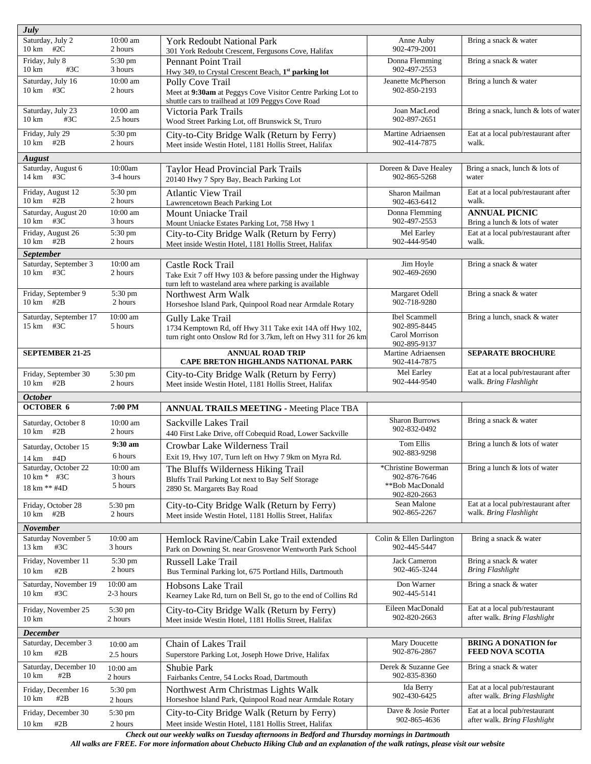| | | | | |
|---|---|---|---|---|
| ***July*** | | | | |
| Saturday, July 2<br>10 km #2C | 10:00 am<br>2 hours | York Redoubt National Park<br>301 York Redoubt Crescent, Fergusons Cove, Halifax | Anne Auby<br>902-479-2001 | Bring a snack & water |
| Friday, July 8<br>10 km #3C | 5:30 pm<br>3 hours | Pennant Point Trail<br>Hwy 349, to Crystal Crescent Beach, **1st parking lot** | Donna Flemming<br>902-497-2553 | Bring a snack & water |
| Saturday, July 16<br>10 km #3C | 10:00 am<br>2 hours | Polly Cove Trail<br>Meet at **9:30am** at Peggys Cove Visitor Centre Parking Lot to shuttle cars to trailhead at 109 Peggys Cove Road | Jeanette McPherson<br>902-850-2193 | Bring a lunch & water |
| Saturday, July 23<br>10 km #3C | 10:00 am<br>2.5 hours | Victoria Park Trails<br>Wood Street Parking Lot, off Brunswick St, Truro | Joan MacLeod<br>902-897-2651 | Bring a snack, lunch & lots of water |
| Friday, July 29<br>10 km #2B | 5:30 pm<br>2 hours | City-to-City Bridge Walk (Return by Ferry)<br>Meet inside Westin Hotel, 1181 Hollis Street, Halifax | Martine Adriaensen<br>902-414-7875 | Eat at a local pub/restaurant after walk. |
| ***August*** | | | | |
| Saturday, August 6<br>14 km #3C | 10:00am<br>3-4 hours | Taylor Head Provincial Park Trails<br>20140 Hwy 7 Spry Bay, Beach Parking Lot | Doreen & Dave Healey<br>902-865-5268 | Bring a snack, lunch & lots of water |
| Friday, August 12<br>10 km #2B | 5:30 pm<br>2 hours | Atlantic View Trail<br>Lawrencetown Beach Parking Lot | Sharon Mailman<br>902-463-6412 | Eat at a local pub/restaurant after walk. |
| Saturday, August 20<br>10 km #3C | 10:00 am<br>3 hours | Mount Uniacke Trail<br>Mount Uniacke Estates Parking Lot, 758 Hwy 1 | Donna Flemming<br>902-497-2553 | **ANNUAL PICNIC**<br>Bring a lunch & lots of water |
| Friday, August 26<br>10 km #2B | 5:30 pm<br>2 hours | City-to-City Bridge Walk (Return by Ferry)<br>Meet inside Westin Hotel, 1181 Hollis Street, Halifax | Mel Earley<br>902-444-9540 | Eat at a local pub/restaurant after walk. |
| ***September*** | | | | |
| Saturday, September 3<br>10 km #3C | 10:00 am<br>2 hours | Castle Rock Trail<br>Take Exit 7 off Hwy 103 & before passing under the Highway turn left to wasteland area where parking is available | Jim Hoyle<br>902-469-2690 | Bring a snack & water |
| Friday, September 9<br>10 km #2B | 5:30 pm<br>2 hours | Northwest Arm Walk<br>Horseshoe Island Park, Quinpool Road near Armdale Rotary | Margaret Odell<br>902-718-9280 | Bring a snack & water |
| Saturday, September 17<br>15 km #3C | 10:00 am<br>5 hours | Gully Lake Trail<br>1734 Kemptown Rd, off Hwy 311 Take exit 14A off Hwy 102, turn right onto Onslow Rd for 3.7km, left on Hwy 311 for 26 km | Ibel Scammell<br>902-895-8445<br>Carol Morrison<br>902-895-9137 | Bring a lunch, snack & water |
| **SEPTEMBER 21-25** | | **ANNUAL ROAD TRIP<br>CAPE BRETON HIGHLANDS NATIONAL PARK** | Martine Adriaensen<br>902-414-7875 | **SEPARATE BROCHURE** |
| Friday, September 30<br>10 km #2B | 5:30 pm<br>2 hours | City-to-City Bridge Walk (Return by Ferry)<br>Meet inside Westin Hotel, 1181 Hollis Street, Halifax | Mel Earley<br>902-444-9540 | Eat at a local pub/restaurant after walk. *Bring Flashlight* |
| ***October*** | | | | |
| **OCTOBER 6** | **7:00 PM** | **ANNUAL TRAILS MEETING** - Meeting Place TBA | | |
| Saturday, October 8<br>10 km #2B | 10:00 am<br>2 hours | Sackville Lakes Trail<br>440 First Lake Drive, off Cobequid Road, Lower Sackville | Sharon Burrows<br>902-832-0492 | Bring a snack & water |
| Saturday, October 15<br>14 km #4D | **9:30 am**<br>6 hours | Crowbar Lake Wilderness Trail<br>Exit 19, Hwy 107, Turn left on Hwy 7 9km on Myra Rd. | Tom Ellis<br>902-883-9298 | Bring a lunch & lots of water |
| Saturday, October 22<br>10 km * #3C<br>18 km ** #4D | 10:00 am<br>3 hours<br>5 hours | The Bluffs Wilderness Hiking Trail<br>Bluffs Trail Parking Lot next to Bay Self Storage<br>2890 St. Margarets Bay Road | *Christine Bowerman<br>902-876-7646<br>**Bob MacDonald<br>902-820-2663 | Bring a lunch & lots of water |
| Friday, October 28<br>10 km #2B | 5:30 pm<br>2 hours | City-to-City Bridge Walk (Return by Ferry)<br>Meet inside Westin Hotel, 1181 Hollis Street, Halifax | Sean Malone<br>902-865-2267 | Eat at a local pub/restaurant after walk. *Bring Flashlight* |
| ***November*** | | | | |
| Saturday November 5<br>13 km #3C | 10:00 am<br>3 hours | Hemlock Ravine/Cabin Lake Trail extended<br>Park on Downing St. near Grosvenor Wentworth Park School | Colin & Ellen Darlington<br>902-445-5447 | Bring a snack & water |
| Friday, November 11<br>10 km #2B | 5:30 pm<br>2 hours | Russell Lake Trail<br>Bus Terminal Parking lot, 675 Portland Hills, Dartmouth | Jack Cameron<br>902-465-3244 | Bring a snack & water<br>*Bring Flashlight* |
| Saturday, November 19<br>10 km #3C | 10:00 am<br>2-3 hours | Hobsons Lake Trail<br>Kearney Lake Rd, turn on Bell St, go to the end of Collins Rd | Don Warner<br>902-445-5141 | Bring a snack & water |
| Friday, November 25<br>10 km | 5:30 pm<br>2 hours | City-to-City Bridge Walk (Return by Ferry)<br>Meet inside Westin Hotel, 1181 Hollis Street, Halifax | Eileen MacDonald<br>902-820-2663 | Eat at a local pub/restaurant after walk. *Bring Flashlight* |
| ***December*** | | | | |
| Saturday, December 3<br>10 km #2B | 10:00 am<br>2.5 hours | Chain of Lakes Trail<br>Superstore Parking Lot, Joseph Howe Drive, Halifax | Mary Doucette<br>902-876-2867 | **BRING A DONATION for FEED NOVA SCOTIA** |
| Saturday, December 10<br>10 km #2B | 10:00 am<br>2 hours | Shubie Park<br>Fairbanks Centre, 54 Locks Road, Dartmouth | Derek & Suzanne Gee<br>902-835-8360 | Bring a snack & water |
| Friday, December 16<br>10 km #2B | 5:30 pm<br>2 hours | Northwest Arm Christmas Lights Walk<br>Horseshoe Island Park, Quinpool Road near Armdale Rotary | Ida Berry<br>902-430-6425 | Eat at a local pub/restaurant after walk. *Bring Flashlight* |
| Friday, December 30<br>10 km #2B | 5:30 pm<br>2 hours | City-to-City Bridge Walk (Return by Ferry)<br>Meet inside Westin Hotel, 1181 Hollis Street, Halifax | Dave & Josie Porter<br>902-865-4636 | Eat at a local pub/restaurant after walk. *Bring Flashlight* |

***Check out our weekly walks on Tuesday afternoons in Bedford and Thursday mornings in Dartmouth***

***All walks are FREE. For more information about Chebucto Hiking Club and an explanation of the walk ratings, please visit our website***